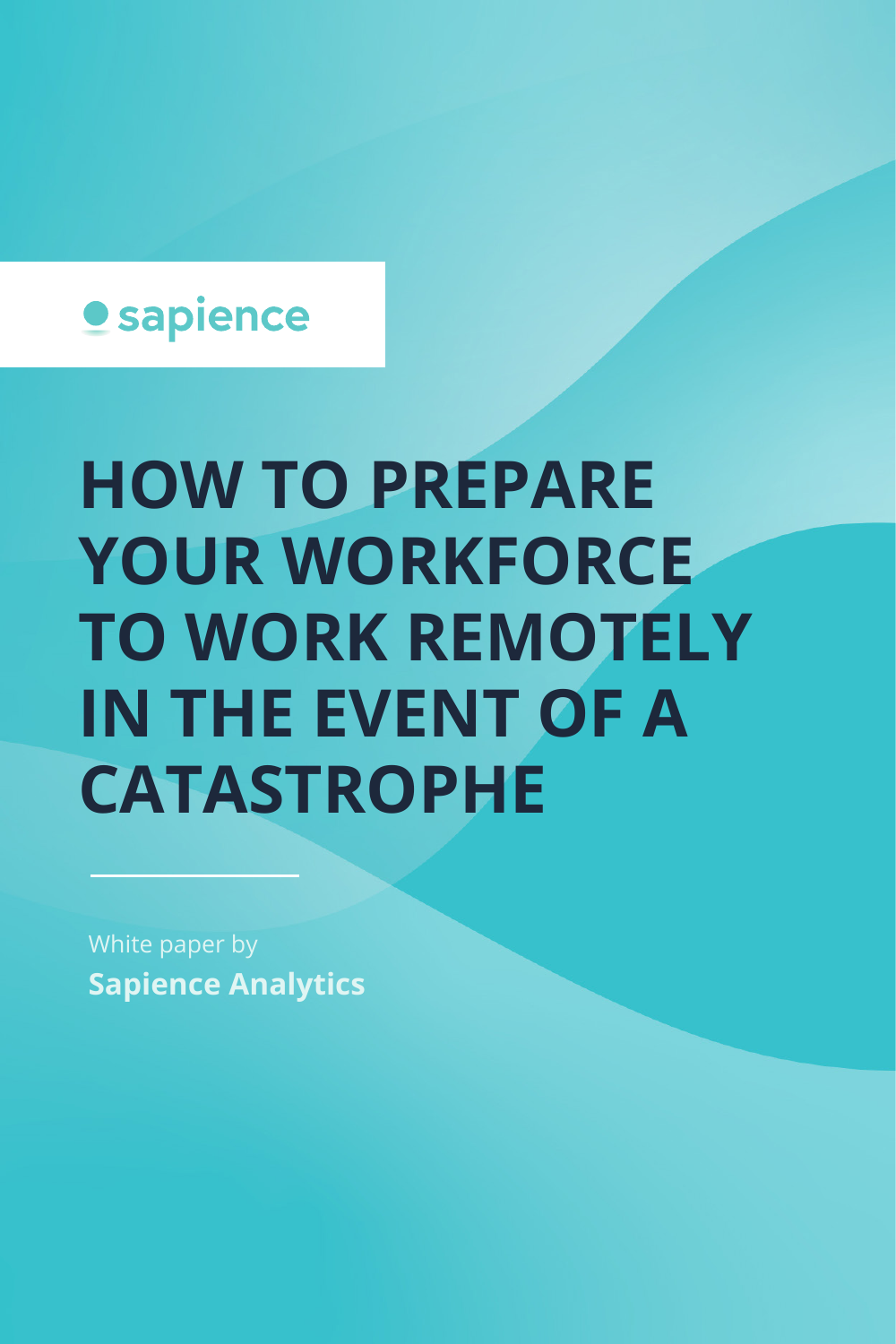sapience

# HOW TO PREPARE YOUR WORKFORCE TO WORK REMOTELY IN THE EVENT OF A CATASTROPHE

White paper by

**Sapience Analytics**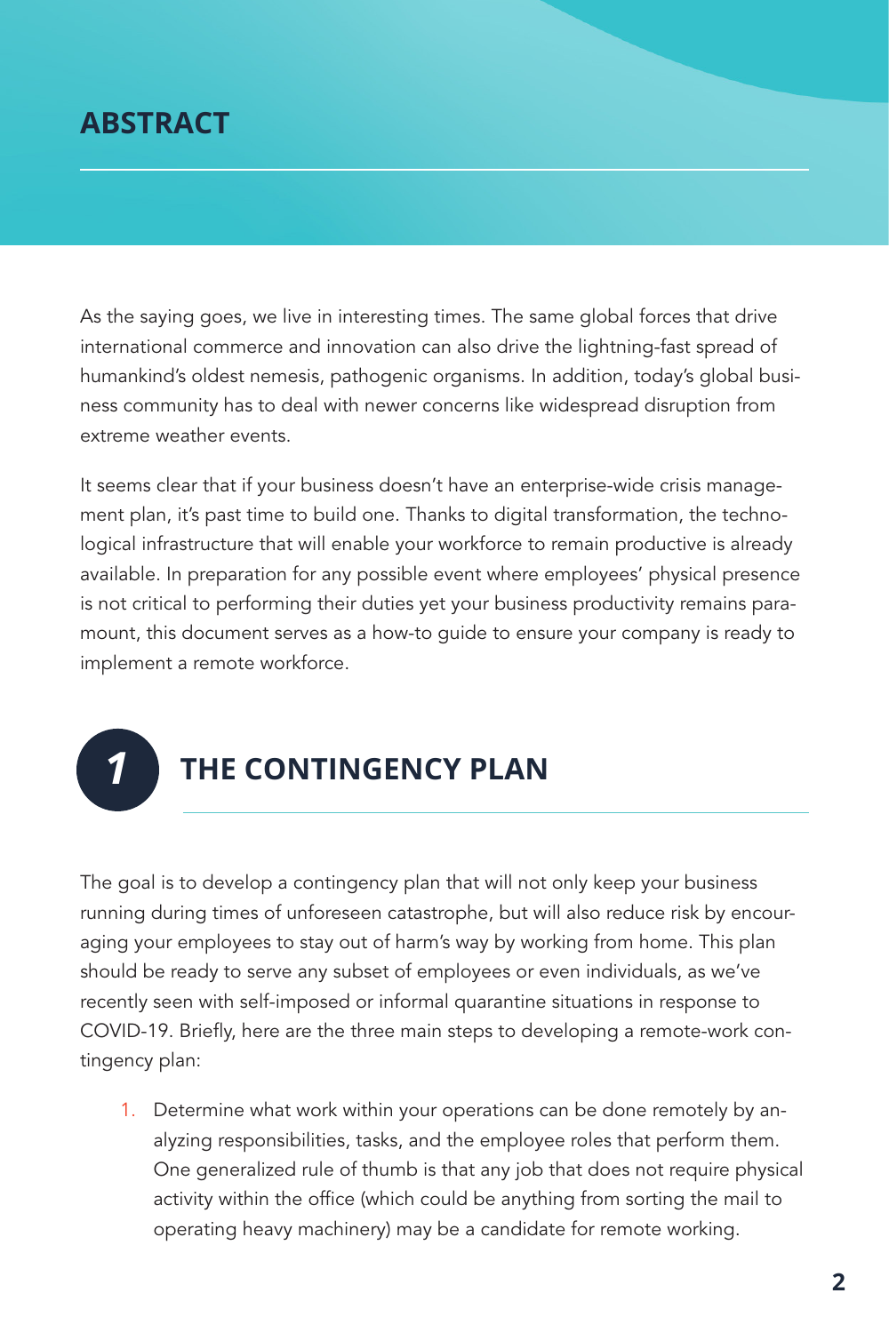## ABSTRACT

As the saying goes, we live in interesting times. The same global forces that drive international commerce and innovation can also drive the lightning-fast spread of humankind's oldest nemesis, pathogenic organisms. In addition, today's global business community has to deal with newer concerns like widespread disruption from extreme weather events.

It seems clear that if your business doesn't have an enterprise-wide crisis management plan, it's past time to build one. Thanks to digital transformation, the technological infrastructure that will enable your workforce to remain productive is already available. In preparation for any possible event where employees' physical presence is not critical to performing their duties yet your business productivity remains paramount, this document serves as a how-to guide to ensure your company is ready to implement a remote workforce.

## 1 THE CONTINGENCY PLAN

The goal is to develop a contingency plan that will not only keep your business running during times of unforeseen catastrophe, but will also reduce risk by encouraging your employees to stay out of harm's way by working from home. This plan should be ready to serve any subset of employees or even individuals, as we've recently seen with self-imposed or informal quarantine situations in response to COVID-19. Briefly, here are the three main steps to developing a remote-work contingency plan:

1. Determine what work within your operations can be done remotely by analyzing responsibilities, tasks, and the employee roles that perform them. One generalized rule of thumb is that any job that does not require physical activity within the office (which could be anything from sorting the mail to operating heavy machinery) may be a candidate for remote working.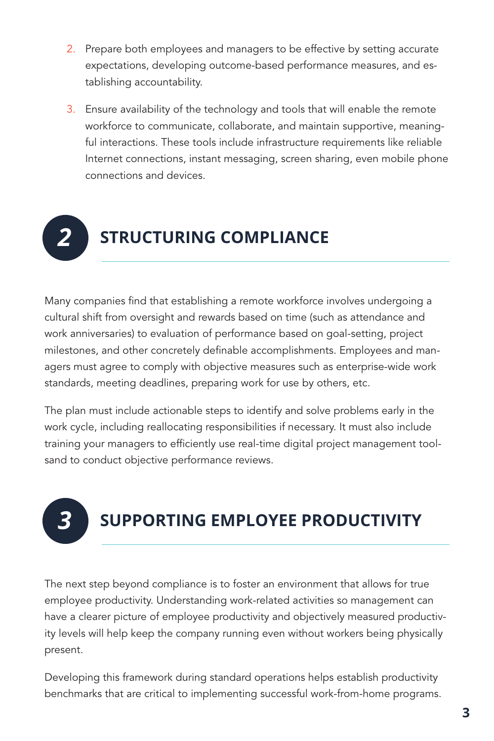2. Prepare both employees and managers to be effective by setting accurate expectations, developing outcome-based performance measures, and establishing accountability.

3. Ensure availability of the technology and tools that will enable the remote workforce to communicate, collaborate, and maintain supportive, meaningful interactions. These tools include infrastructure requirements like reliable Internet connections, instant messaging, screen sharing, even mobile phone connections and devices.

## 2 STRUCTURING COMPLIANCE

Many companies find that establishing a remote workforce involves undergoing a cultural shift from oversight and rewards based on time (such as attendance and work anniversaries) to evaluation of performance based on goal-setting, project milestones, and other concretely definable accomplishments. Employees and managers must agree to comply with objective measures such as enterprise-wide work standards, meeting deadlines, preparing work for use by others, etc.

The plan must include actionable steps to identify and solve problems early in the work cycle, including reallocating responsibilities if necessary. It must also include training your managers to efficiently use real-time digital project management toolsand to conduct objective performance reviews.

## 3 SUPPORTING EMPLOYEE PRODUCTIVITY

The next step beyond compliance is to foster an environment that allows for true employee productivity. Understanding work-related activities so management can have a clearer picture of employee productivity and objectively measured productivity levels will help keep the company running even without workers being physically present.

Developing this framework during standard operations helps establish productivity benchmarks that are critical to implementing successful work-from-home programs.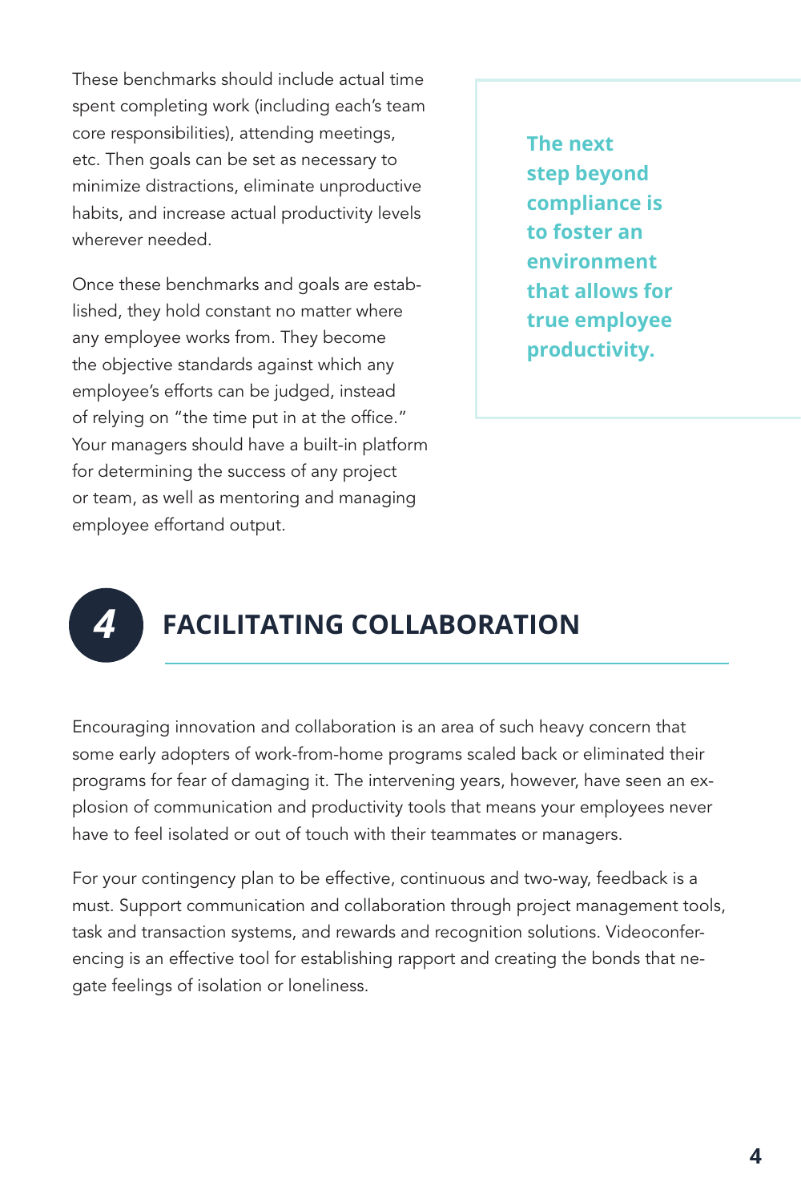These benchmarks should include actual time spent completing work (including each's team core responsibilities), attending meetings, etc. Then goals can be set as necessary to minimize distractions, eliminate unproductive habits, and increase actual productivity levels wherever needed.

Once these benchmarks and goals are established, they hold constant no matter where any employee works from. They become the objective standards against which any employee's efforts can be judged, instead of relying on "the time put in at the office." Your managers should have a built-in platform for determining the success of any project or team, as well as mentoring and managing employee effortand output.

> **The next step beyond compliance is to foster an environment that allows for true employee productivity.**

## 4 FACILITATING COLLABORATION

Encouraging innovation and collaboration is an area of such heavy concern that some early adopters of work-from-home programs scaled back or eliminated their programs for fear of damaging it. The intervening years, however, have seen an explosion of communication and productivity tools that means your employees never have to feel isolated or out of touch with their teammates or managers.

For your contingency plan to be effective, continuous and two-way, feedback is a must. Support communication and collaboration through project management tools, task and transaction systems, and rewards and recognition solutions. Videoconferencing is an effective tool for establishing rapport and creating the bonds that negate feelings of isolation or loneliness.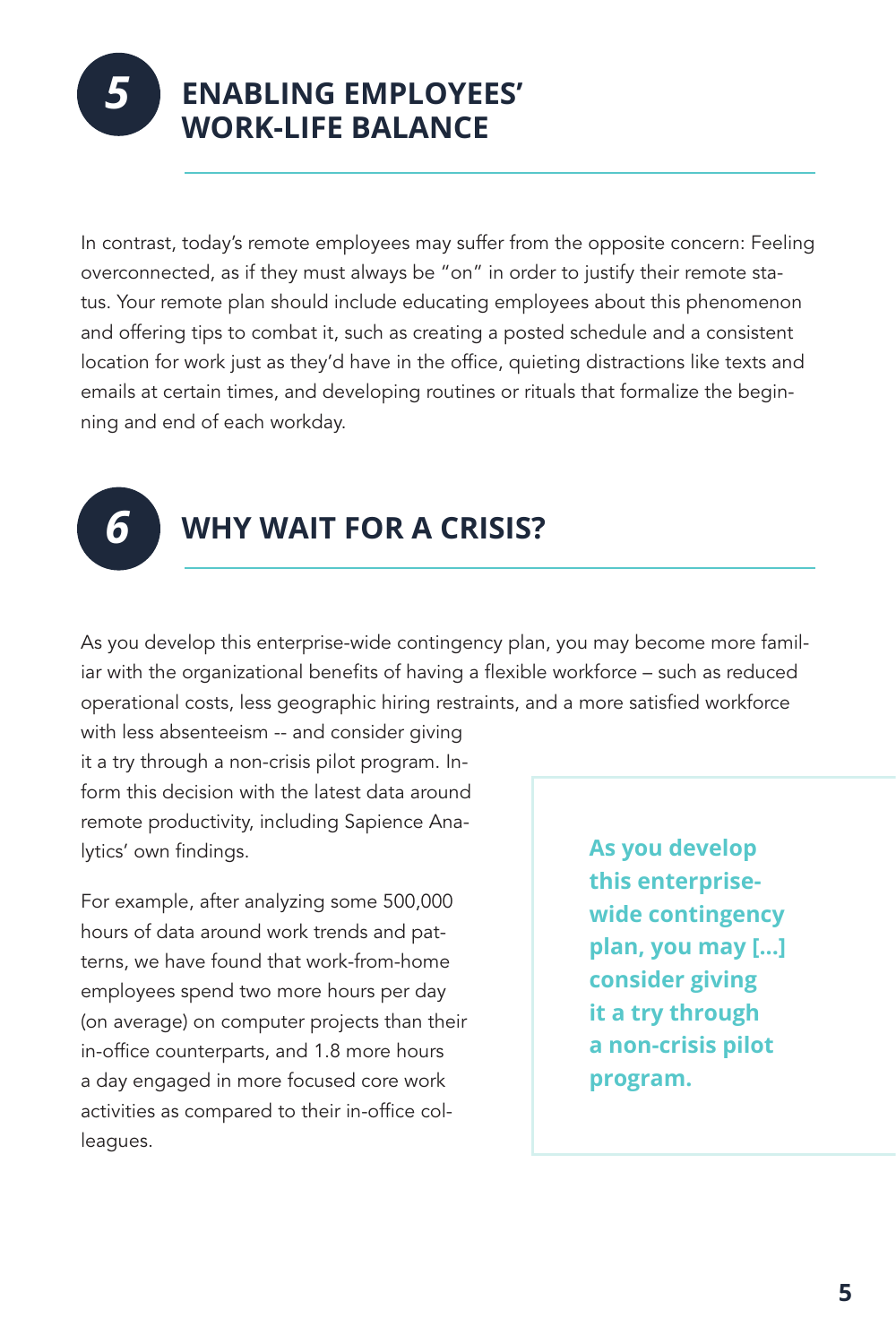## 5 ENABLING EMPLOYEES' WORK-LIFE BALANCE

In contrast, today's remote employees may suffer from the opposite concern: Feeling overconnected, as if they must always be "on" in order to justify their remote status. Your remote plan should include educating employees about this phenomenon and offering tips to combat it, such as creating a posted schedule and a consistent location for work just as they'd have in the office, quieting distractions like texts and emails at certain times, and developing routines or rituals that formalize the beginning and end of each workday.

## 6 WHY WAIT FOR A CRISIS?

As you develop this enterprise-wide contingency plan, you may become more familiar with the organizational benefits of having a flexible workforce – such as reduced operational costs, less geographic hiring restraints, and a more satisfied workforce with less absenteeism -- and consider giving it a try through a non-crisis pilot program. Inform this decision with the latest data around remote productivity, including Sapience Analytics' own findings.

For example, after analyzing some 500,000 hours of data around work trends and patterns, we have found that work-from-home employees spend two more hours per day (on average) on computer projects than their in-office counterparts, and 1.8 more hours a day engaged in more focused core work activities as compared to their in-office colleagues.

> **As you develop this enterprise-wide contingency plan, you may [...] consider giving it a try through a non-crisis pilot program.**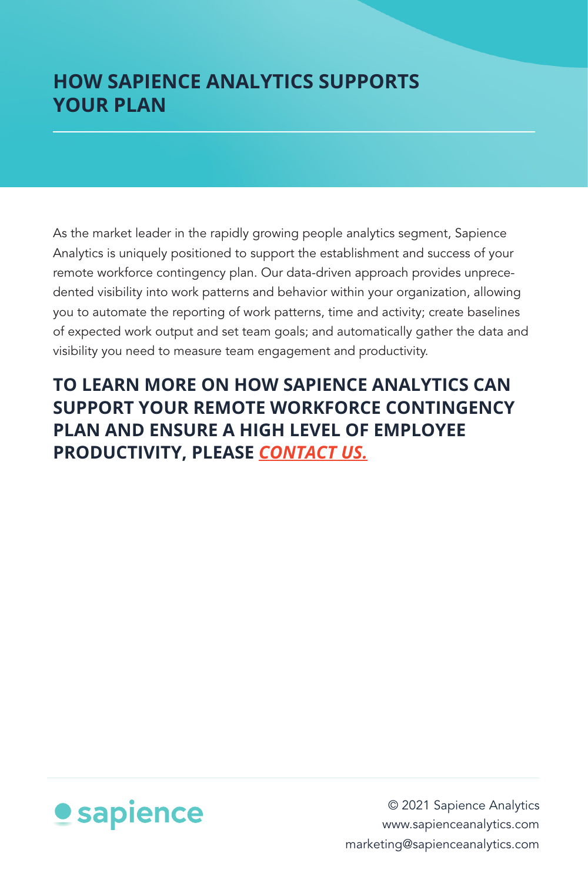# HOW SAPIENCE ANALYTICS SUPPORTS YOUR PLAN

As the market leader in the rapidly growing people analytics segment, Sapience Analytics is uniquely positioned to support the establishment and success of your remote workforce contingency plan. Our data-driven approach provides unprecedented visibility into work patterns and behavior within your organization, allowing you to automate the reporting of work patterns, time and activity; create baselines of expected work output and set team goals; and automatically gather the data and visibility you need to measure team engagement and productivity.

## TO LEARN MORE ON HOW SAPIENCE ANALYTICS CAN SUPPORT YOUR REMOTE WORKFORCE CONTINGENCY PLAN AND ENSURE A HIGH LEVEL OF EMPLOYEE PRODUCTIVITY, PLEASE *CONTACT US.*

sapience

© 2021 Sapience Analytics
www.sapienceanalytics.com
marketing@sapienceanalytics.com